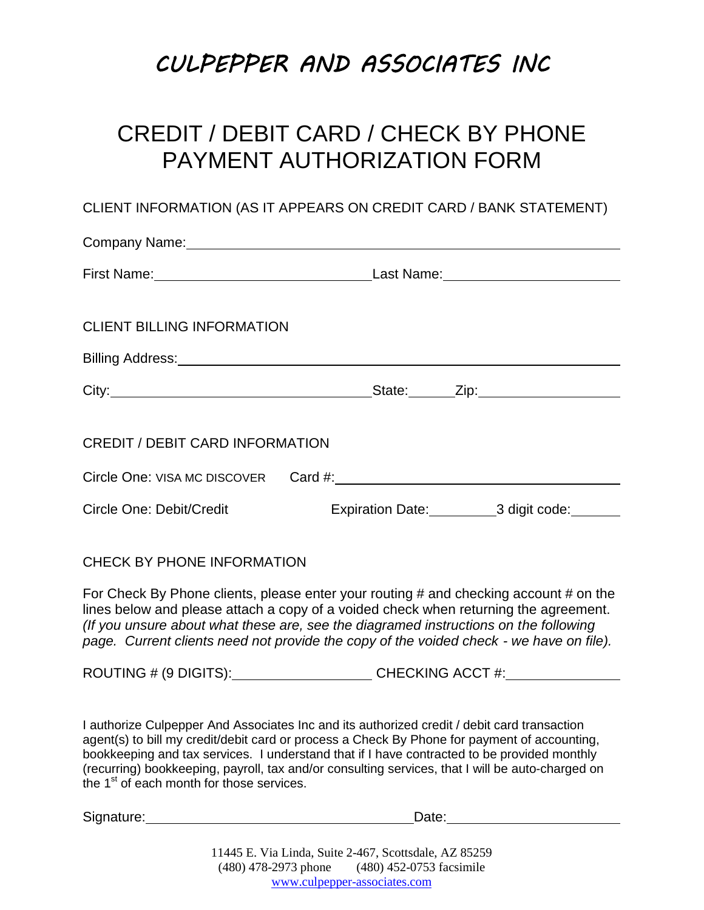# CULPEPPER AND ASSOCIATES INC

## CREDIT / DEBIT CARD / CHECK BY PHONE PAYMENT AUTHORIZATION FORM

CLIENT INFORMATION (AS IT APPEARS ON CREDIT CARD / BANK STATEMENT)

Company Name: ______________________________________________

First Name: ______________________ Last Name: ______________________

CLIENT BILLING INFORMATION

Billing Address: ______________________________________________

City: ______________________ State: ______ Zip: ______________

CREDIT / DEBIT CARD INFORMATION

Circle One: VISA MC DISCOVER  Card #: ______________________________

Circle One: Debit/Credit  Expiration Date: __________ 3 digit code: _______

CHECK BY PHONE INFORMATION

For Check By Phone clients, please enter your routing # and checking account # on the lines below and please attach a copy of a voided check when returning the agreement. *(If you unsure about what these are, see the diagramed instructions on the following page. Current clients need not provide the copy of the voided check - we have on file).*

ROUTING # (9 DIGITS): __________________ CHECKING ACCT #: ______________

I authorize Culpepper And Associates Inc and its authorized credit / debit card transaction agent(s) to bill my credit/debit card or process a Check By Phone for payment of accounting, bookkeeping and tax services. I understand that if I have contracted to be provided monthly (recurring) bookkeeping, payroll, tax and/or consulting services, that I will be auto-charged on the 1st of each month for those services.

Signature: ________________________________ Date: ______________________

11445 E. Via Linda, Suite 2-467, Scottsdale, AZ 85259
(480) 478-2973 phone  (480) 452-0753 facsimile
www.culpepper-associates.com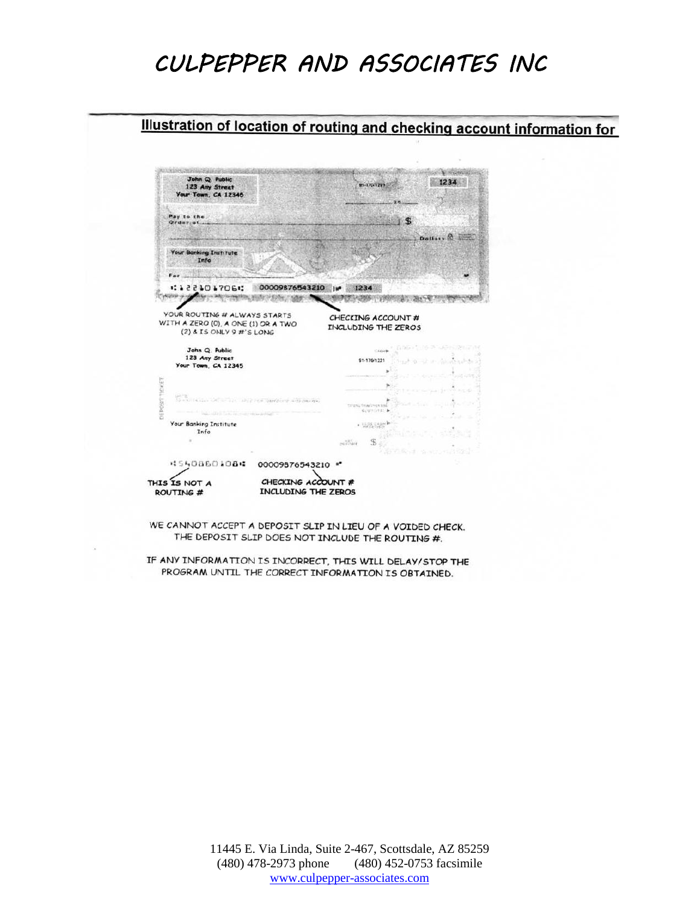# CULPEPPER AND ASSOCIATES INC

## Illustration of location of routing and checking account information for

John Q. Public
123 Any Street
Your Town, CA 12345

1234

Pay to the Order of $

Dollars

Your Banking Institute Info

For

⑆122101706⑆ 00009876543210 ⑈ 1234

YOUR ROUTING # ALWAYS STARTS WITH A ZERO (0), A ONE (1) OR A TWO (2) & IS ONLY 9 #'S LONG

CHECKING ACCOUNT # INCLUDING THE ZEROS

John Q. Public
123 Any Street
Your Town, CA 12345

DEPOSIT TICKET

91-170/1221

Your Banking Institute Info

⑆540860108⑆ 00009876543210 ⑈

THIS IS NOT A ROUTING #

CHECKING ACCOUNT # INCLUDING THE ZEROS

WE CANNOT ACCEPT A DEPOSIT SLIP IN LIEU OF A VOIDED CHECK. THE DEPOSIT SLIP DOES NOT INCLUDE THE ROUTING #.

IF ANY INFORMATION IS INCORRECT, THIS WILL DELAY/STOP THE PROGRAM UNTIL THE CORRECT INFORMATION IS OBTAINED.

11445 E. Via Linda, Suite 2-467, Scottsdale, AZ 85259
(480) 478-2973 phone (480) 452-0753 facsimile
www.culpepper-associates.com